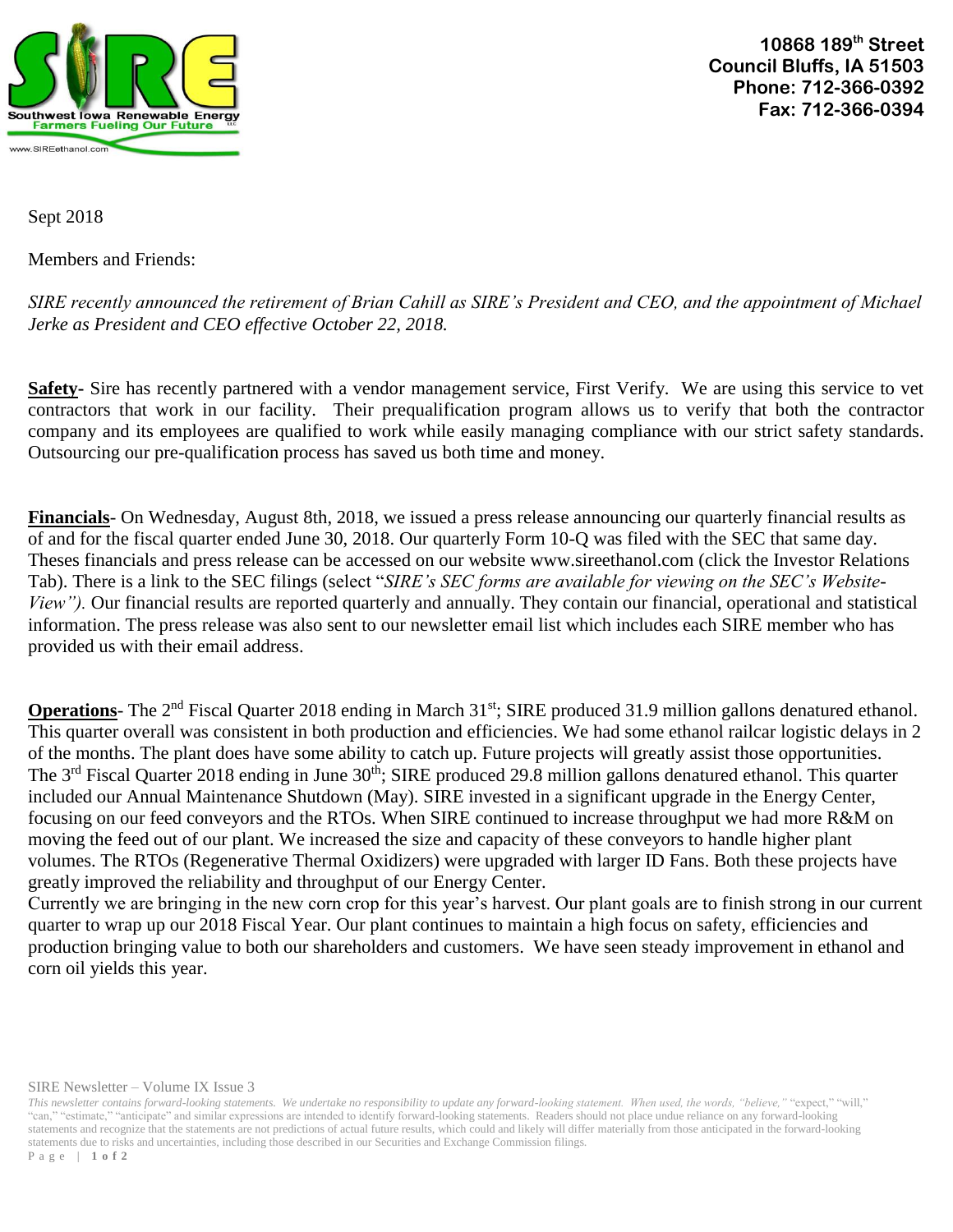10868 189th Street
Council Bluffs, IA 51503
Phone: 712-366-0392
Fax: 712-366-0394

Sept 2018

Members and Friends:

*SIRE recently announced the retirement of Brian Cahill as SIRE's President and CEO, and the appointment of Michael Jerke as President and CEO effective October 22, 2018.*

**Safety**- Sire has recently partnered with a vendor management service, First Verify. We are using this service to vet contractors that work in our facility. Their prequalification program allows us to verify that both the contractor company and its employees are qualified to work while easily managing compliance with our strict safety standards. Outsourcing our pre-qualification process has saved us both time and money.

**Financials**- On Wednesday, August 8th, 2018, we issued a press release announcing our quarterly financial results as of and for the fiscal quarter ended June 30, 2018. Our quarterly Form 10-Q was filed with the SEC that same day. Theses financials and press release can be accessed on our website www.sireethanol.com (click the Investor Relations Tab). There is a link to the SEC filings (select "*SIRE's SEC forms are available for viewing on the SEC's Website-View").* Our financial results are reported quarterly and annually. They contain our financial, operational and statistical information. The press release was also sent to our newsletter email list which includes each SIRE member who has provided us with their email address.

**Operations**- The 2nd Fiscal Quarter 2018 ending in March 31st; SIRE produced 31.9 million gallons denatured ethanol. This quarter overall was consistent in both production and efficiencies. We had some ethanol railcar logistic delays in 2 of the months. The plant does have some ability to catch up. Future projects will greatly assist those opportunities. The 3rd Fiscal Quarter 2018 ending in June 30th; SIRE produced 29.8 million gallons denatured ethanol. This quarter included our Annual Maintenance Shutdown (May). SIRE invested in a significant upgrade in the Energy Center, focusing on our feed conveyors and the RTOs. When SIRE continued to increase throughput we had more R&M on moving the feed out of our plant. We increased the size and capacity of these conveyors to handle higher plant volumes. The RTOs (Regenerative Thermal Oxidizers) were upgraded with larger ID Fans. Both these projects have greatly improved the reliability and throughput of our Energy Center.

Currently we are bringing in the new corn crop for this year's harvest. Our plant goals are to finish strong in our current quarter to wrap up our 2018 Fiscal Year. Our plant continues to maintain a high focus on safety, efficiencies and production bringing value to both our shareholders and customers. We have seen steady improvement in ethanol and corn oil yields this year.

SIRE Newsletter – Volume IX Issue 3

*This newsletter contains forward-looking statements. We undertake no responsibility to update any forward-looking statement. When used, the words, "believe,"* "expect," "will," "can," "estimate," "anticipate" and similar expressions are intended to identify forward-looking statements. Readers should not place undue reliance on any forward-looking statements and recognize that the statements are not predictions of actual future results, which could and likely will differ materially from those anticipated in the forward-looking statements due to risks and uncertainties, including those described in our Securities and Exchange Commission filings.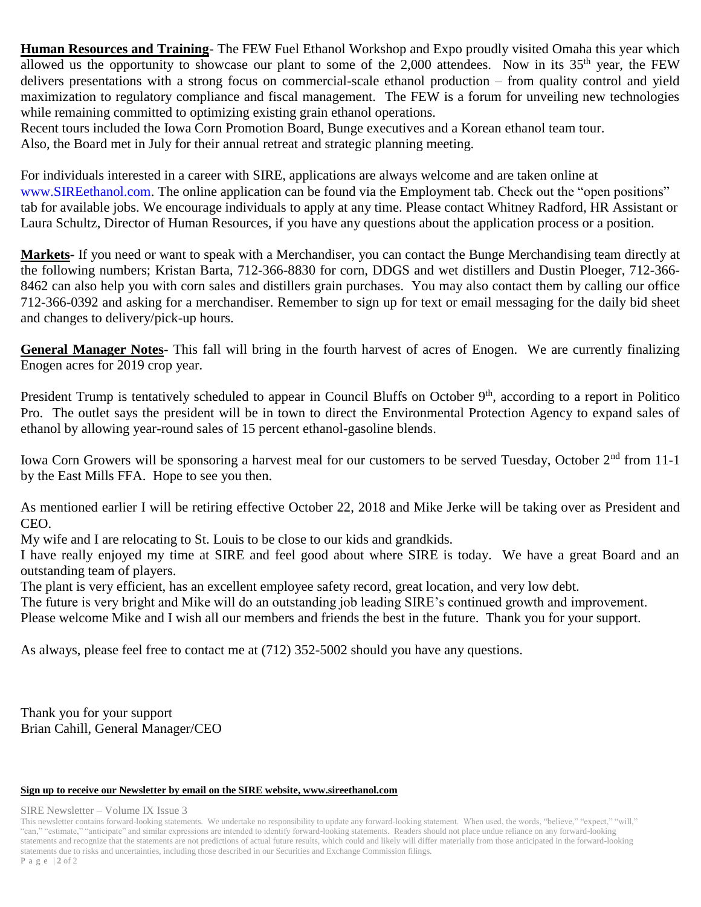**Human Resources and Training**- The FEW Fuel Ethanol Workshop and Expo proudly visited Omaha this year which allowed us the opportunity to showcase our plant to some of the 2,000 attendees. Now in its 35th year, the FEW delivers presentations with a strong focus on commercial-scale ethanol production – from quality control and yield maximization to regulatory compliance and fiscal management. The FEW is a forum for unveiling new technologies while remaining committed to optimizing existing grain ethanol operations.
Recent tours included the Iowa Corn Promotion Board, Bunge executives and a Korean ethanol team tour.
Also, the Board met in July for their annual retreat and strategic planning meeting.

For individuals interested in a career with SIRE, applications are always welcome and are taken online at www.SIREethanol.com. The online application can be found via the Employment tab. Check out the "open positions" tab for available jobs. We encourage individuals to apply at any time. Please contact Whitney Radford, HR Assistant or Laura Schultz, Director of Human Resources, if you have any questions about the application process or a position.

**Markets**- If you need or want to speak with a Merchandiser, you can contact the Bunge Merchandising team directly at the following numbers; Kristan Barta, 712-366-8830 for corn, DDGS and wet distillers and Dustin Ploeger, 712-366-8462 can also help you with corn sales and distillers grain purchases. You may also contact them by calling our office 712-366-0392 and asking for a merchandiser. Remember to sign up for text or email messaging for the daily bid sheet and changes to delivery/pick-up hours.

**General Manager Notes**- This fall will bring in the fourth harvest of acres of Enogen. We are currently finalizing Enogen acres for 2019 crop year.

President Trump is tentatively scheduled to appear in Council Bluffs on October 9th, according to a report in Politico Pro. The outlet says the president will be in town to direct the Environmental Protection Agency to expand sales of ethanol by allowing year-round sales of 15 percent ethanol-gasoline blends.

Iowa Corn Growers will be sponsoring a harvest meal for our customers to be served Tuesday, October 2nd from 11-1 by the East Mills FFA. Hope to see you then.

As mentioned earlier I will be retiring effective October 22, 2018 and Mike Jerke will be taking over as President and CEO.
My wife and I are relocating to St. Louis to be close to our kids and grandkids.
I have really enjoyed my time at SIRE and feel good about where SIRE is today. We have a great Board and an outstanding team of players.
The plant is very efficient, has an excellent employee safety record, great location, and very low debt.
The future is very bright and Mike will do an outstanding job leading SIRE's continued growth and improvement.
Please welcome Mike and I wish all our members and friends the best in the future. Thank you for your support.

As always, please feel free to contact me at (712) 352-5002 should you have any questions.

Thank you for your support
Brian Cahill, General Manager/CEO

**Sign up to receive our Newsletter by email on the SIRE website, www.sireethanol.com**

SIRE Newsletter – Volume IX Issue 3

This newsletter contains forward-looking statements. We undertake no responsibility to update any forward-looking statement. When used, the words, "believe," "expect," "will," "can," "estimate," "anticipate" and similar expressions are intended to identify forward-looking statements. Readers should not place undue reliance on any forward-looking statements and recognize that the statements are not predictions of actual future results, which could and likely will differ materially from those anticipated in the forward-looking statements due to risks and uncertainties, including those described in our Securities and Exchange Commission filings.